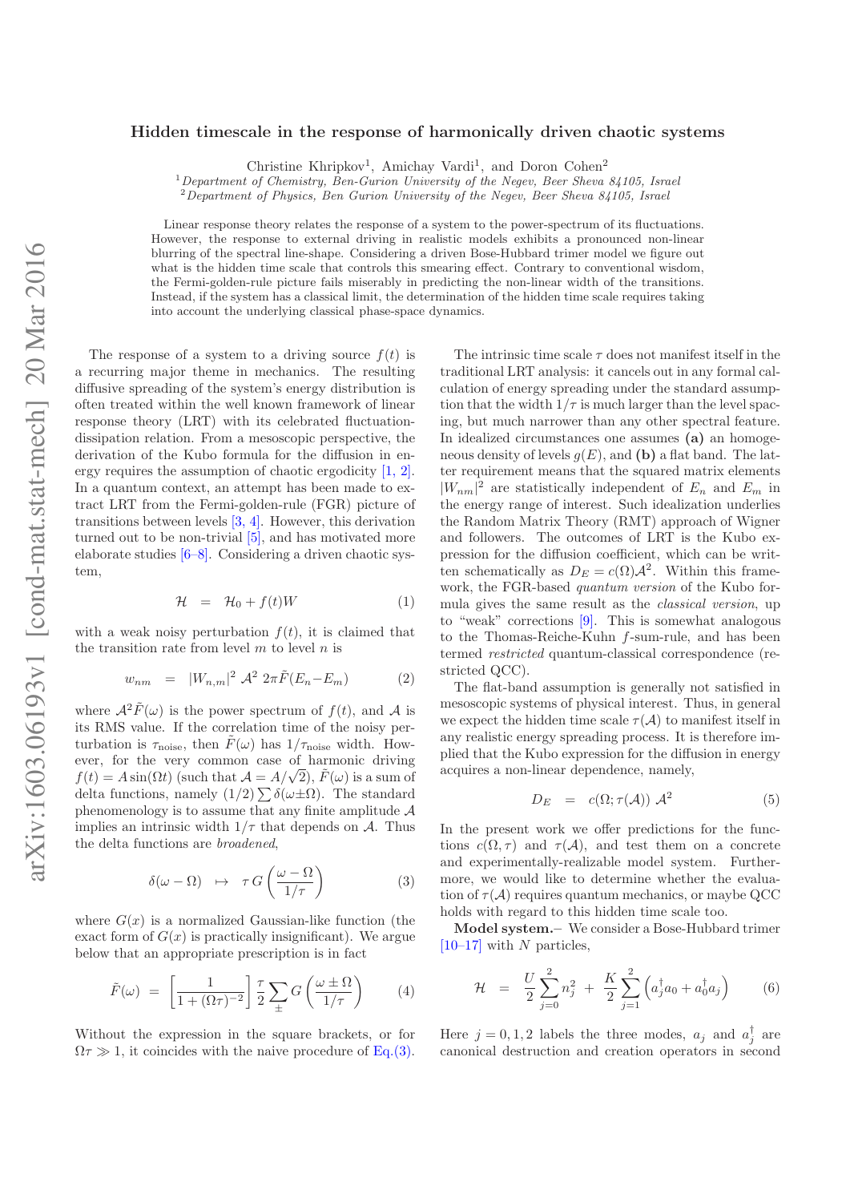# Hidden timescale in the response of harmonically driven chaotic systems

Christine Khripkov[1], Amichay Vardi[1], and Doron Cohen[2]

[1]*Department of Chemistry, Ben-Gurion University of the Negev, Beer Sheva 84105, Israel*
[2]*Department of Physics, Ben Gurion University of the Negev, Beer Sheva 84105, Israel*

Linear response theory relates the response of a system to the power-spectrum of its fluctuations. However, the response to external driving in realistic models exhibits a pronounced non-linear blurring of the spectral line-shape. Considering a driven Bose-Hubbard trimer model we figure out what is the hidden time scale that controls this smearing effect. Contrary to conventional wisdom, the Fermi-golden-rule picture fails miserably in predicting the non-linear width of the transitions. Instead, if the system has a classical limit, the determination of the hidden time scale requires taking into account the underlying classical phase-space dynamics.

The response of a system to a driving source $f(t)$ is a recurring major theme in mechanics. The resulting diffusive spreading of the system's energy distribution is often treated within the well known framework of linear response theory (LRT) with its celebrated fluctuation-dissipation relation. From a mesoscopic perspective, the derivation of the Kubo formula for the diffusion in energy requires the assumption of chaotic ergodicity [1, 2]. In a quantum context, an attempt has been made to extract LRT from the Fermi-golden-rule (FGR) picture of transitions between levels [3, 4]. However, this derivation turned out to be non-trivial [5], and has motivated more elaborate studies [6–8]. Considering a driven chaotic system,

$$\mathcal{H} \;=\; \mathcal{H}_0 + f(t)W \tag{1}$$

with a weak noisy perturbation $f(t)$, it is claimed that the transition rate from level $m$ to level $n$ is

$$w_{nm} \;=\; |W_{n,m}|^2 \; \mathcal{A}^2 \; 2\pi \tilde{F}(E_n - E_m) \tag{2}$$

where $\mathcal{A}^2 \tilde{F}(\omega)$ is the power spectrum of $f(t)$, and $\mathcal{A}$ is its RMS value. If the correlation time of the noisy perturbation is $\tau_{\text{noise}}$, then $\tilde{F}(\omega)$ has $1/\tau_{\text{noise}}$ width. However, for the very common case of harmonic driving $f(t) = A\sin(\Omega t)$ (such that $\mathcal{A} = A/\sqrt{2}$), $\tilde{F}(\omega)$ is a sum of delta functions, namely $(1/2)\sum \delta(\omega \pm \Omega)$. The standard phenomenology is to assume that any finite amplitude $\mathcal{A}$ implies an intrinsic width $1/\tau$ that depends on $\mathcal{A}$. Thus the delta functions are *broadened*,

$$\delta(\omega - \Omega) \;\; \mapsto \;\; \tau\, G\left(\frac{\omega - \Omega}{1/\tau}\right) \tag{3}$$

where $G(x)$ is a normalized Gaussian-like function (the exact form of $G(x)$ is practically insignificant). We argue below that an appropriate prescription is in fact

$$\tilde{F}(\omega) \;=\; \left[\frac{1}{1 + (\Omega\tau)^{-2}}\right] \frac{\tau}{2} \sum_{\pm} G\left(\frac{\omega \pm \Omega}{1/\tau}\right) \tag{4}$$

Without the expression in the square brackets, or for $\Omega\tau \gg 1$, it coincides with the naive procedure of Eq.(3).

The intrinsic time scale $\tau$ does not manifest itself in the traditional LRT analysis: it cancels out in any formal calculation of energy spreading under the standard assumption that the width $1/\tau$ is much larger than the level spacing, but much narrower than any other spectral feature. In idealized circumstances one assumes **(a)** an homogeneous density of levels $g(E)$, and **(b)** a flat band. The latter requirement means that the squared matrix elements $|W_{nm}|^2$ are statistically independent of $E_n$ and $E_m$ in the energy range of interest. Such idealization underlies the Random Matrix Theory (RMT) approach of Wigner and followers. The outcomes of LRT is the Kubo expression for the diffusion coefficient, which can be written schematically as $D_E = c(\Omega)\mathcal{A}^2$. Within this framework, the FGR-based *quantum version* of the Kubo formula gives the same result as the *classical version*, up to "weak" corrections [9]. This is somewhat analogous to the Thomas-Reiche-Kuhn $f$-sum-rule, and has been termed *restricted* quantum-classical correspondence (restricted QCC).

The flat-band assumption is generally not satisfied in mesoscopic systems of physical interest. Thus, in general we expect the hidden time scale $\tau(\mathcal{A})$ to manifest itself in any realistic energy spreading process. It is therefore implied that the Kubo expression for the diffusion in energy acquires a non-linear dependence, namely,

$$D_E \;=\; c(\Omega; \tau(\mathcal{A}))\; \mathcal{A}^2 \tag{5}$$

In the present work we offer predictions for the functions $c(\Omega, \tau)$ and $\tau(\mathcal{A})$, and test them on a concrete and experimentally-realizable model system. Furthermore, we would like to determine whether the evaluation of $\tau(\mathcal{A})$ requires quantum mechanics, or maybe QCC holds with regard to this hidden time scale too.

**Model system.**– We consider a Bose-Hubbard trimer [10–17] with $N$ particles,

$$\mathcal{H} \;=\; \frac{U}{2}\sum_{j=0}^{2} n_j^2 \;+\; \frac{K}{2}\sum_{j=1}^{2}\left(a_j^\dagger a_0 + a_0^\dagger a_j\right) \tag{6}$$

Here $j = 0, 1, 2$ labels the three modes, $a_j$ and $a_j^\dagger$ are canonical destruction and creation operators in second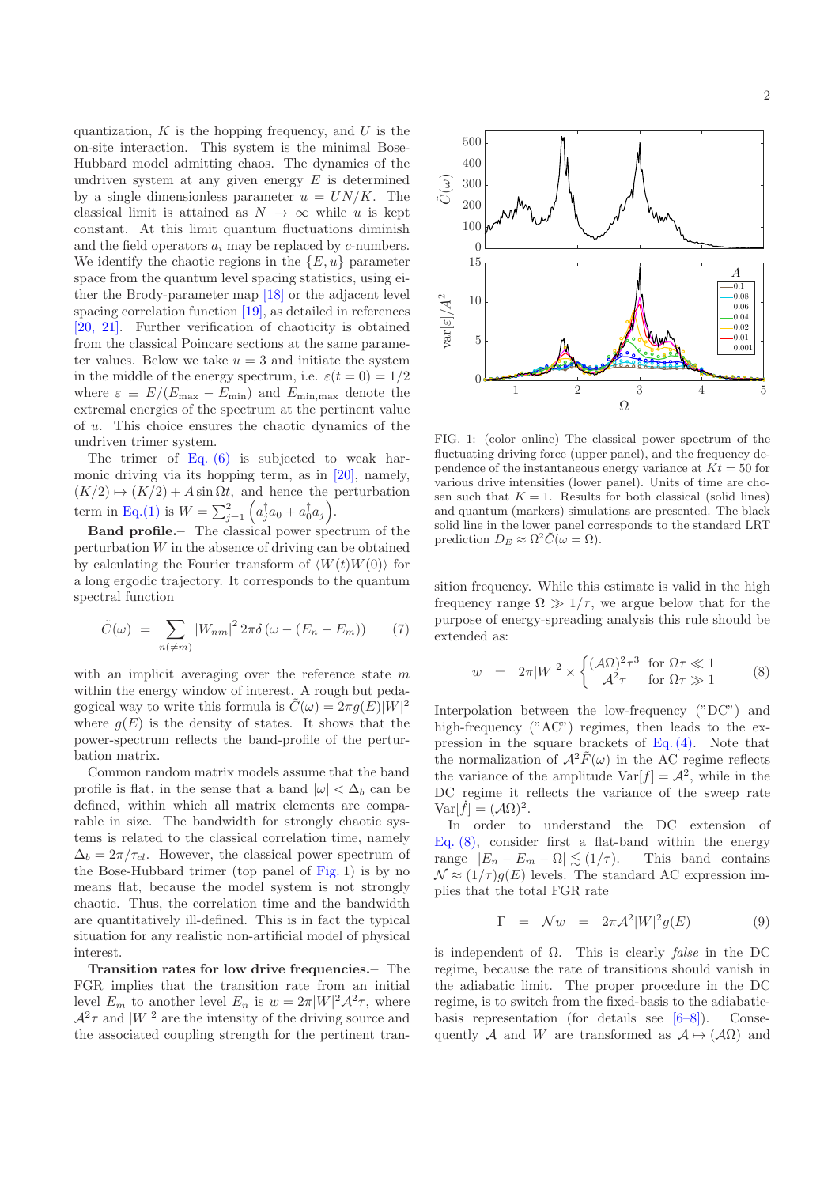quantization, $K$ is the hopping frequency, and $U$ is the on-site interaction. This system is the minimal Bose-Hubbard model admitting chaos. The dynamics of the undriven system at any given energy $E$ is determined by a single dimensionless parameter $u = UN/K$. The classical limit is attained as $N \to \infty$ while $u$ is kept constant. At this limit quantum fluctuations diminish and the field operators $a_i$ may be replaced by $c$-numbers. We identify the chaotic regions in the $\{E, u\}$ parameter space from the quantum level spacing statistics, using either the Brody-parameter map [18] or the adjacent level spacing correlation function [19], as detailed in references [20, 21]. Further verification of chaoticity is obtained from the classical Poincare sections at the same parameter values. Below we take $u = 3$ and initiate the system in the middle of the energy spectrum, i.e. $\varepsilon(t=0) = 1/2$ where $\varepsilon \equiv E/(E_{\max} - E_{\min})$ and $E_{\min,\max}$ denote the extremal energies of the spectrum at the pertinent value of $u$. This choice ensures the chaotic dynamics of the undriven trimer system.

The trimer of Eq. (6) is subjected to weak harmonic driving via its hopping term, as in [20], namely, $(K/2) \mapsto (K/2) + A \sin \Omega t$, and hence the perturbation term in Eq.(1) is $W = \sum_{j=1}^{2} \left( a_j^\dagger a_0 + a_0^\dagger a_j \right)$.

**Band profile.**– The classical power spectrum of the perturbation $W$ in the absence of driving can be obtained by calculating the Fourier transform of $\langle W(t)W(0)\rangle$ for a long ergodic trajectory. It corresponds to the quantum spectral function

$$\tilde{C}(\omega) = \sum_{n(\neq m)} |W_{nm}|^2 \, 2\pi\delta\left(\omega - (E_n - E_m)\right) \qquad (7)$$

with an implicit averaging over the reference state $m$ within the energy window of interest. A rough but pedagogical way to write this formula is $\tilde{C}(\omega) = 2\pi g(E)|W|^2$ where $g(E)$ is the density of states. It shows that the power-spectrum reflects the band-profile of the perturbation matrix.

Common random matrix models assume that the band profile is flat, in the sense that a band $|\omega| < \Delta_b$ can be defined, within which all matrix elements are comparable in size. The bandwidth for strongly chaotic systems is related to the classical correlation time, namely $\Delta_b = 2\pi/\tau_{cl}$. However, the classical power spectrum of the Bose-Hubbard trimer (top panel of Fig. 1) is by no means flat, because the model system is not strongly chaotic. Thus, the correlation time and the bandwidth are quantitatively ill-defined. This is in fact the typical situation for any realistic non-artificial model of physical interest.

**Transition rates for low drive frequencies.**– The FGR implies that the transition rate from an initial level $E_m$ to another level $E_n$ is $w = 2\pi|W|^2\mathcal{A}^2\tau$, where $\mathcal{A}^2\tau$ and $|W|^2$ are the intensity of the driving source and the associated coupling strength for the pertinent transition frequency. While this estimate is valid in the high frequency range $\Omega \gg 1/\tau$, we argue below that for the purpose of energy-spreading analysis this rule should be extended as:

$$w = 2\pi|W|^2 \times \begin{cases} (\mathcal{A}\Omega)^2\tau^3 & \text{for } \Omega\tau \ll 1 \\ \mathcal{A}^2\tau & \text{for } \Omega\tau \gg 1 \end{cases} \qquad (8)$$

Interpolation between the low-frequency ("DC") and high-frequency ("AC") regimes, then leads to the expression in the square brackets of Eq. (4). Note that the normalization of $\mathcal{A}^2\tilde{F}(\omega)$ in the AC regime reflects the variance of the amplitude $\mathrm{Var}[f] = \mathcal{A}^2$, while in the DC regime it reflects the variance of the sweep rate $\mathrm{Var}[\dot{f}] = (\mathcal{A}\Omega)^2$.

In order to understand the DC extension of Eq. (8), consider first a flat-band within the energy range $|E_n - E_m - \Omega| \lesssim (1/\tau)$. This band contains $\mathcal{N} \approx (1/\tau)g(E)$ levels. The standard AC expression implies that the total FGR rate

$$\Gamma = \mathcal{N}w = 2\pi\mathcal{A}^2|W|^2 g(E) \qquad (9)$$

is independent of $\Omega$. This is clearly *false* in the DC regime, because the rate of transitions should vanish in the adiabatic limit. The proper procedure in the DC regime, is to switch from the fixed-basis to the adiabatic-basis representation (for details see [6–8]). Consequently $\mathcal{A}$ and $W$ are transformed as $\mathcal{A} \mapsto (\mathcal{A}\Omega)$ and

FIG. 1: (color online) The classical power spectrum of the fluctuating driving force (upper panel), and the frequency dependence of the instantaneous energy variance at $Kt = 50$ for various drive intensities (lower panel). Units of time are chosen such that $K = 1$. Results for both classical (solid lines) and quantum (markers) simulations are presented. The black solid line in the lower panel corresponds to the standard LRT prediction $D_E \approx \Omega^2\tilde{C}(\omega = \Omega)$.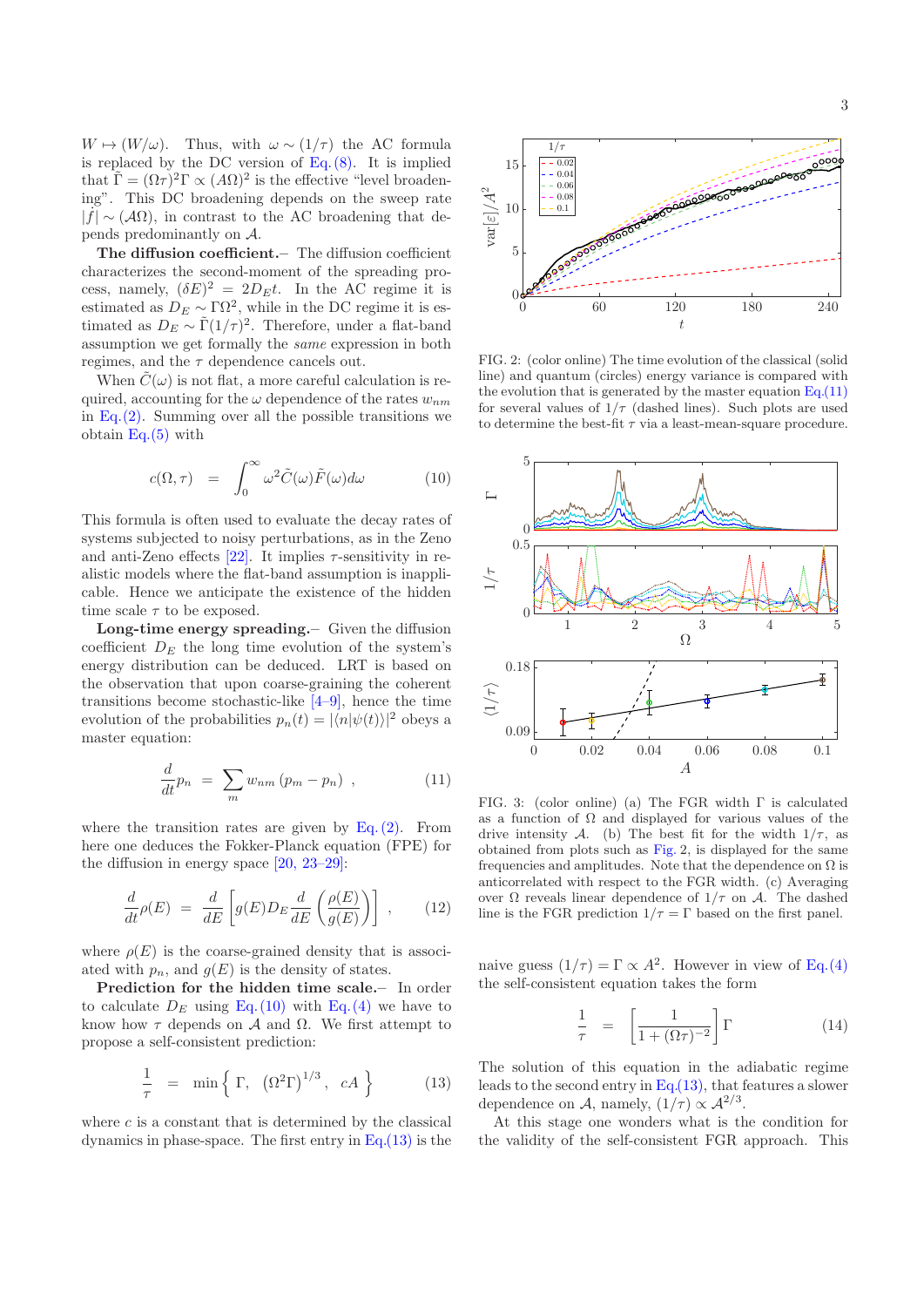$W \mapsto (W/\omega)$. Thus, with $\omega \sim (1/\tau)$ the AC formula is replaced by the DC version of Eq. (8). It is implied that $\tilde{\Gamma} = (\Omega\tau)^2\Gamma \propto (A\Omega)^2$ is the effective "level broadening". This DC broadening depends on the sweep rate $|\dot{f}| \sim (\mathcal{A}\Omega)$, in contrast to the AC broadening that depends predominantly on $\mathcal{A}$.

**The diffusion coefficient.**– The diffusion coefficient characterizes the second-moment of the spreading process, namely, $(\delta E)^2 = 2D_E t$. In the AC regime it is estimated as $D_E \sim \Gamma\Omega^2$, while in the DC regime it is estimated as $D_E \sim \tilde{\Gamma}(1/\tau)^2$. Therefore, under a flat-band assumption we get formally the *same* expression in both regimes, and the $\tau$ dependence cancels out.

When $\tilde{C}(\omega)$ is not flat, a more careful calculation is required, accounting for the $\omega$ dependence of the rates $w_{nm}$ in Eq. (2). Summing over all the possible transitions we obtain Eq. (5) with

$$c(\Omega, \tau) \;=\; \int_0^\infty \omega^2 \tilde{C}(\omega)\tilde{F}(\omega)d\omega \tag{10}$$

This formula is often used to evaluate the decay rates of systems subjected to noisy perturbations, as in the Zeno and anti-Zeno effects [22]. It implies $\tau$-sensitivity in realistic models where the flat-band assumption is inapplicable. Hence we anticipate the existence of the hidden time scale $\tau$ to be exposed.

**Long-time energy spreading.**– Given the diffusion coefficient $D_E$ the long time evolution of the system's energy distribution can be deduced. LRT is based on the observation that upon coarse-graining the coherent transitions become stochastic-like [4–9], hence the time evolution of the probabilities $p_n(t) = |\langle n|\psi(t)\rangle|^2$ obeys a master equation:

$$\frac{d}{dt}p_n \;=\; \sum_m w_{nm}\,(p_m - p_n)\;, \tag{11}$$

where the transition rates are given by Eq. (2). From here one deduces the Fokker-Planck equation (FPE) for the diffusion in energy space [20, 23–29]:

$$\frac{d}{dt}\rho(E) \;=\; \frac{d}{dE}\left[g(E)D_E\frac{d}{dE}\left(\frac{\rho(E)}{g(E)}\right)\right]\;, \tag{12}$$

where $\rho(E)$ is the coarse-grained density that is associated with $p_n$, and $g(E)$ is the density of states.

**Prediction for the hidden time scale.**– In order to calculate $D_E$ using Eq. (10) with Eq. (4) we have to know how $\tau$ depends on $\mathcal{A}$ and $\Omega$. We first attempt to propose a self-consistent prediction:

$$\frac{1}{\tau} \;=\; \min\left\{\,\Gamma,\;\left(\Omega^2\Gamma\right)^{1/3},\;c\mathcal{A}\,\right\} \tag{13}$$

where $c$ is a constant that is determined by the classical dynamics in phase-space. The first entry in Eq. (13) is the naive guess $(1/\tau) = \Gamma \propto A^2$. However in view of Eq. (4) the self-consistent equation takes the form

$$\frac{1}{\tau} \;=\; \left[\frac{1}{1+(\Omega\tau)^{-2}}\right]\Gamma \tag{14}$$

The solution of this equation in the adiabatic regime leads to the second entry in Eq. (13), that features a slower dependence on $\mathcal{A}$, namely, $(1/\tau) \propto \mathcal{A}^{2/3}$.

At this stage one wonders what is the condition for the validity of the self-consistent FGR approach. This

FIG. 2: (color online) The time evolution of the classical (solid line) and quantum (circles) energy variance is compared with the evolution that is generated by the master equation Eq.(11) for several values of $1/\tau$ (dashed lines). Such plots are used to determine the best-fit $\tau$ via a least-mean-square procedure.

FIG. 3: (color online) (a) The FGR width $\Gamma$ is calculated as a function of $\Omega$ and displayed for various values of the drive intensity $\mathcal{A}$. (b) The best fit for the width $1/\tau$, as obtained from plots such as Fig. 2, is displayed for the same frequencies and amplitudes. Note that the dependence on $\Omega$ is anticorrelated with respect to the FGR width. (c) Averaging over $\Omega$ reveals linear dependence of $1/\tau$ on $\mathcal{A}$. The dashed line is the FGR prediction $1/\tau = \Gamma$ based on the first panel.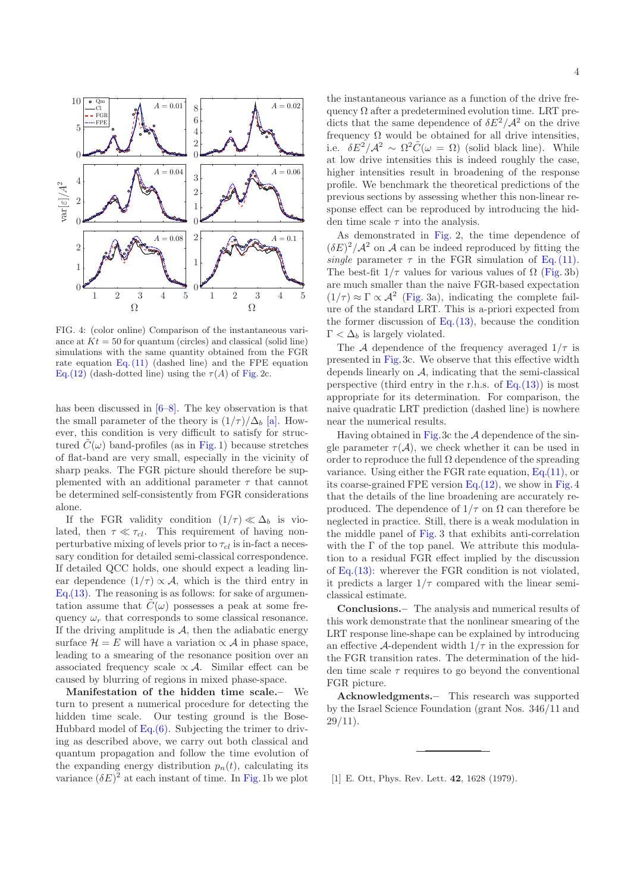FIG. 4: (color online) Comparison of the instantaneous variance at $Kt = 50$ for quantum (circles) and classical (solid line) simulations with the same quantity obtained from the FGR rate equation Eq. (11) (dashed line) and the FPE equation Eq.(12) (dash-dotted line) using the $\tau(A)$ of Fig. 2c.

has been discussed in [6–8]. The key observation is that the small parameter of the theory is $(1/\tau)/\Delta_b$ [a]. However, this condition is very difficult to satisfy for structured $\tilde{C}(\omega)$ band-profiles (as in Fig. 1) because stretches of flat-band are very small, especially in the vicinity of sharp peaks. The FGR picture should therefore be supplemented with an additional parameter $\tau$ that cannot be determined self-consistently from FGR considerations alone.

If the FGR validity condition $(1/\tau) \ll \Delta_b$ is violated, then $\tau \ll \tau_{cl}$. This requirement of having non-perturbative mixing of levels prior to $\tau_{cl}$ is in-fact a necessary condition for detailed semi-classical correspondence. If detailed QCC holds, one should expect a leading linear dependence $(1/\tau) \propto \mathcal{A}$, which is the third entry in Eq.(13). The reasoning is as follows: for sake of argumentation assume that $\tilde{C}(\omega)$ possesses a peak at some frequency $\omega_r$ that corresponds to some classical resonance. If the driving amplitude is $\mathcal{A}$, then the adiabatic energy surface $\mathcal{H} = E$ will have a variation $\propto \mathcal{A}$ in phase space, leading to a smearing of the resonance position over an associated frequency scale $\propto \mathcal{A}$. Similar effect can be caused by blurring of regions in mixed phase-space.

**Manifestation of the hidden time scale.**– We turn to present a numerical procedure for detecting the hidden time scale. Our testing ground is the Bose-Hubbard model of Eq.(6). Subjecting the trimer to driving as described above, we carry out both classical and quantum propagation and follow the time evolution of the expanding energy distribution $p_n(t)$, calculating its variance $(\delta E)^2$ at each instant of time. In Fig. 1b we plot the instantaneous variance as a function of the drive frequency $\Omega$ after a predetermined evolution time. LRT predicts that the same dependence of $\delta E^2/\mathcal{A}^2$ on the drive frequency $\Omega$ would be obtained for all drive intensities, i.e. $\delta E^2/\mathcal{A}^2 \sim \Omega^2 \tilde{C}(\omega = \Omega)$ (solid black line). While at low drive intensities this is indeed roughly the case, higher intensities result in broadening of the response profile. We benchmark the theoretical predictions of the previous sections by assessing whether this non-linear response effect can be reproduced by introducing the hidden time scale $\tau$ into the analysis.

As demonstrated in Fig. 2, the time dependence of $(\delta E)^2/\mathcal{A}^2$ on $\mathcal{A}$ can be indeed reproduced by fitting the *single* parameter $\tau$ in the FGR simulation of Eq. (11). The best-fit $1/\tau$ values for various values of $\Omega$ (Fig. 3b) are much smaller than the naive FGR-based expectation $(1/\tau) \approx \Gamma \propto \mathcal{A}^2$ (Fig. 3a), indicating the complete failure of the standard LRT. This is a-priori expected from the former discussion of Eq. (13), because the condition $\Gamma < \Delta_b$ is largely violated.

The $\mathcal{A}$ dependence of the frequency averaged $1/\tau$ is presented in Fig. 3c. We observe that this effective width depends linearly on $\mathcal{A}$, indicating that the semi-classical perspective (third entry in the r.h.s. of Eq.(13)) is most appropriate for its determination. For comparison, the naive quadratic LRT prediction (dashed line) is nowhere near the numerical results.

Having obtained in Fig. 3c the $\mathcal{A}$ dependence of the single parameter $\tau(\mathcal{A})$, we check whether it can be used in order to reproduce the full $\Omega$ dependence of the spreading variance. Using either the FGR rate equation, Eq.(11), or its coarse-grained FPE version Eq.(12), we show in Fig. 4 that the details of the line broadening are accurately reproduced. The dependence of $1/\tau$ on $\Omega$ can therefore be neglected in practice. Still, there is a weak modulation in the middle panel of Fig. 3 that exhibits anti-correlation with the $\Gamma$ of the top panel. We attribute this modulation to a residual FGR effect implied by the discussion of Eq. (13): wherever the FGR condition is not violated, it predicts a larger $1/\tau$ compared with the linear semi-classical estimate.

**Conclusions.**– The analysis and numerical results of this work demonstrate that the nonlinear smearing of the LRT response line-shape can be explained by introducing an effective $\mathcal{A}$-dependent width $1/\tau$ in the expression for the FGR transition rates. The determination of the hidden time scale $\tau$ requires to go beyond the conventional FGR picture.

**Acknowledgments.**– This research was supported by the Israel Science Foundation (grant Nos. 346/11 and 29/11).

---

[1] E. Ott, Phys. Rev. Lett. **42**, 1628 (1979).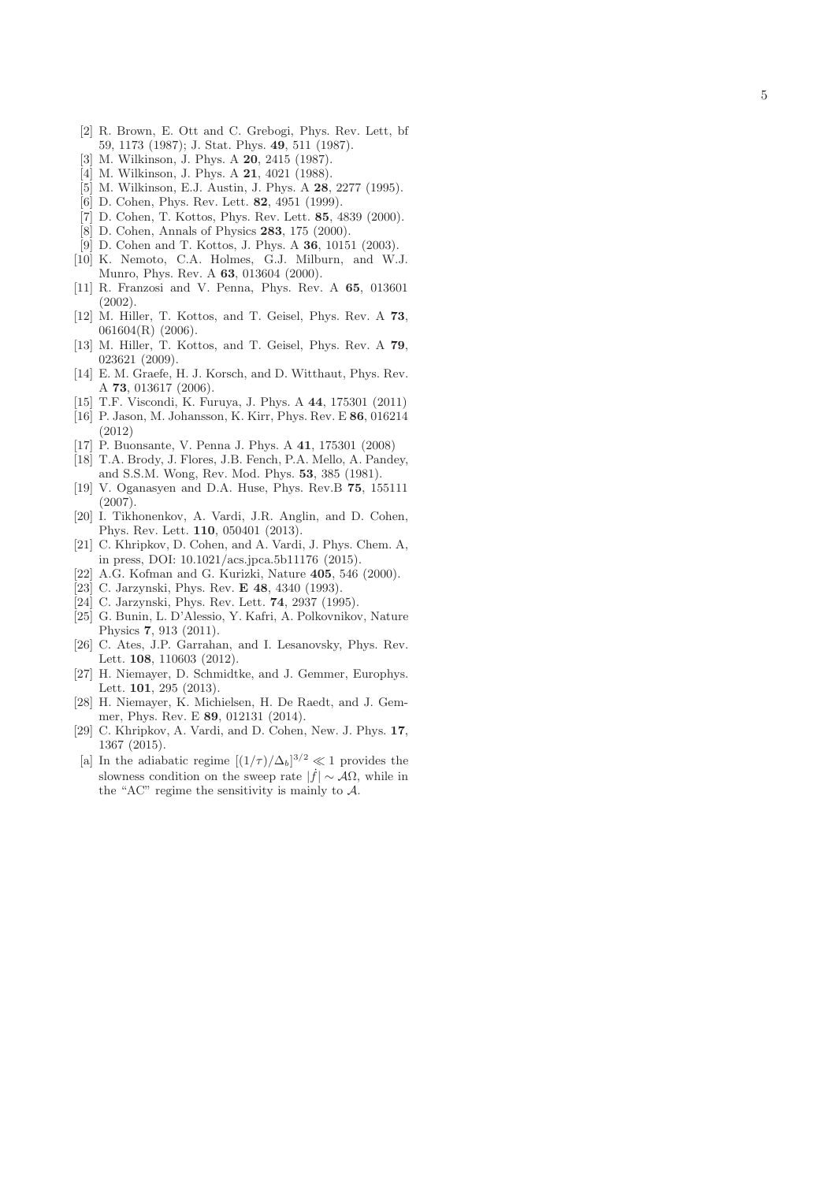[2] R. Brown, E. Ott and C. Grebogi, Phys. Rev. Lett, bf 59, 1173 (1987); J. Stat. Phys. **49**, 511 (1987).

[3] M. Wilkinson, J. Phys. A **20**, 2415 (1987).

[4] M. Wilkinson, J. Phys. A **21**, 4021 (1988).

[5] M. Wilkinson, E.J. Austin, J. Phys. A **28**, 2277 (1995).

[6] D. Cohen, Phys. Rev. Lett. **82**, 4951 (1999).

[7] D. Cohen, T. Kottos, Phys. Rev. Lett. **85**, 4839 (2000).

[8] D. Cohen, Annals of Physics **283**, 175 (2000).

[9] D. Cohen and T. Kottos, J. Phys. A **36**, 10151 (2003).

[10] K. Nemoto, C.A. Holmes, G.J. Milburn, and W.J. Munro, Phys. Rev. A **63**, 013604 (2000).

[11] R. Franzosi and V. Penna, Phys. Rev. A **65**, 013601 (2002).

[12] M. Hiller, T. Kottos, and T. Geisel, Phys. Rev. A **73**, 061604(R) (2006).

[13] M. Hiller, T. Kottos, and T. Geisel, Phys. Rev. A **79**, 023621 (2009).

[14] E. M. Graefe, H. J. Korsch, and D. Witthaut, Phys. Rev. A **73**, 013617 (2006).

[15] T.F. Viscondi, K. Furuya, J. Phys. A **44**, 175301 (2011)

[16] P. Jason, M. Johansson, K. Kirr, Phys. Rev. E **86**, 016214 (2012)

[17] P. Buonsante, V. Penna J. Phys. A **41**, 175301 (2008)

[18] T.A. Brody, J. Flores, J.B. Fench, P.A. Mello, A. Pandey, and S.S.M. Wong, Rev. Mod. Phys. **53**, 385 (1981).

[19] V. Oganasyen and D.A. Huse, Phys. Rev.B **75**, 155111 (2007).

[20] I. Tikhonenkov, A. Vardi, J.R. Anglin, and D. Cohen, Phys. Rev. Lett. **110**, 050401 (2013).

[21] C. Khripkov, D. Cohen, and A. Vardi, J. Phys. Chem. A, in press, DOI: 10.1021/acs.jpca.5b11176 (2015).

[22] A.G. Kofman and G. Kurizki, Nature **405**, 546 (2000).

[23] C. Jarzynski, Phys. Rev. **E 48**, 4340 (1993).

[24] C. Jarzynski, Phys. Rev. Lett. **74**, 2937 (1995).

[25] G. Bunin, L. D'Alessio, Y. Kafri, A. Polkovnikov, Nature Physics **7**, 913 (2011).

[26] C. Ates, J.P. Garrahan, and I. Lesanovsky, Phys. Rev. Lett. **108**, 110603 (2012).

[27] H. Niemayer, D. Schmidtke, and J. Gemmer, Europhys. Lett. **101**, 295 (2013).

[28] H. Niemayer, K. Michielsen, H. De Raedt, and J. Gemmer, Phys. Rev. E **89**, 012131 (2014).

[29] C. Khripkov, A. Vardi, and D. Cohen, New. J. Phys. **17**, 1367 (2015).

[a] In the adiabatic regime $[(1/\tau)/\Delta_b]^{3/2} \ll 1$ provides the slowness condition on the sweep rate $|\dot{f}| \sim \mathcal{A}\Omega$, while in the "AC" regime the sensitivity is mainly to $\mathcal{A}$.